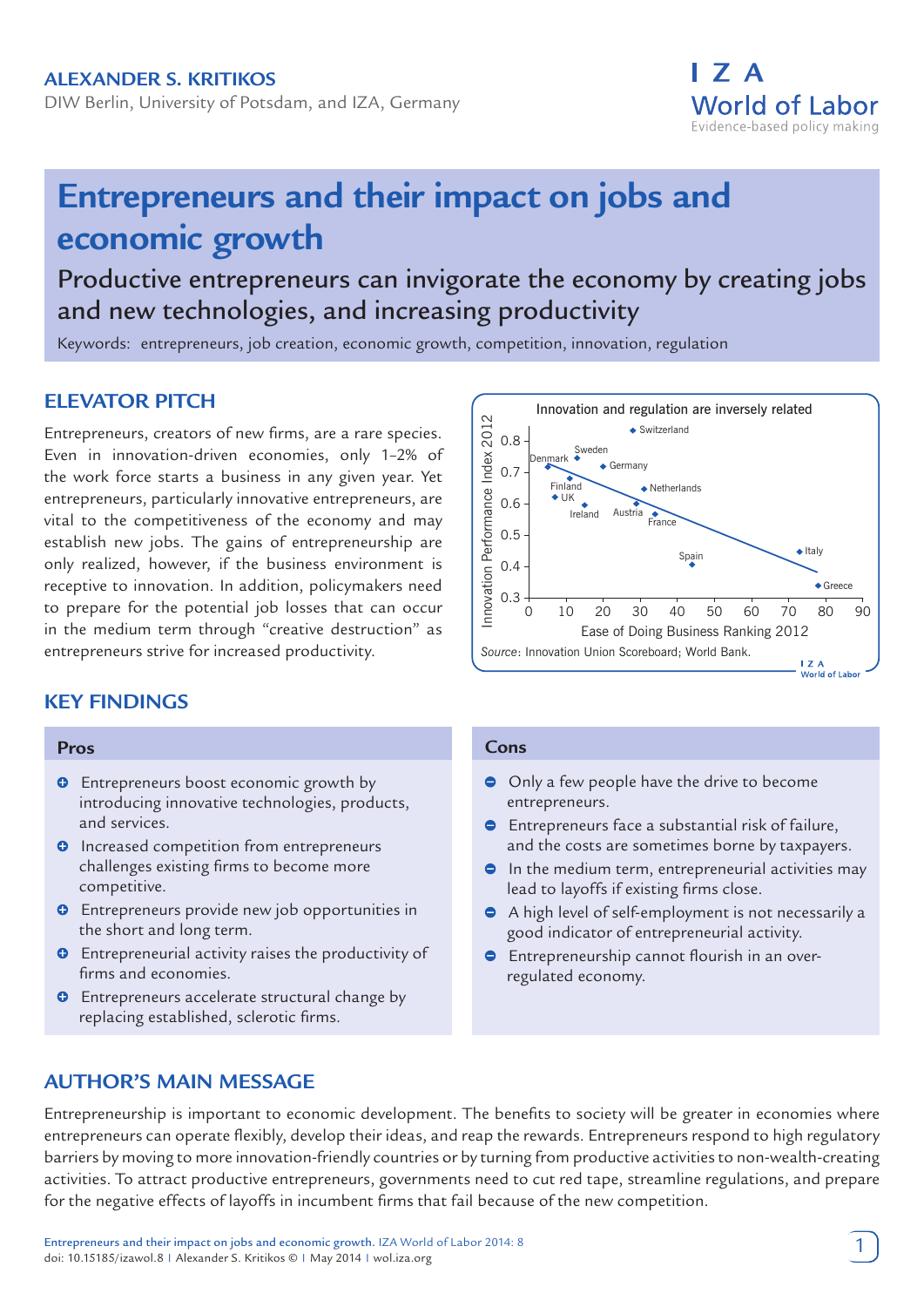**ALEXANDER S. KRITIKOS**

DIW Berlin, University of Potsdam, and IZA, Germany

# Entrepreneurs and their impact on jobs and economic growth

## Productive entrepreneurs can invigorate the economy by creating jobs and new technologies, and increasing productivity

Keywords: entrepreneurs, job creation, economic growth, competition, innovation, regulation

## ELEVATOR PITCH

Entrepreneurs, creators of new firms, are a rare species. Even in innovation-driven economies, only 1–2% of the work force starts a business in any given year. Yet entrepreneurs, particularly innovative entrepreneurs, are vital to the competitiveness of the economy and may establish new jobs. The gains of entrepreneurship are only realized, however, if the business environment is receptive to innovation. In addition, policymakers need to prepare for the potential job losses that can occur in the medium term through "creative destruction" as entrepreneurs strive for increased productivity.

Innovation and regulation are inversely related

*Source*: Innovation Union Scoreboard; World Bank.

## KEY FINDINGS

### Pros

- Entrepreneurs boost economic growth by introducing innovative technologies, products, and services.
- Increased competition from entrepreneurs challenges existing firms to become more competitive.
- Entrepreneurs provide new job opportunities in the short and long term.
- Entrepreneurial activity raises the productivity of firms and economies.
- Entrepreneurs accelerate structural change by replacing established, sclerotic firms.

### Cons

- Only a few people have the drive to become entrepreneurs.
- Entrepreneurs face a substantial risk of failure, and the costs are sometimes borne by taxpayers.
- In the medium term, entrepreneurial activities may lead to layoffs if existing firms close.
- A high level of self-employment is not necessarily a good indicator of entrepreneurial activity.
- Entrepreneurship cannot flourish in an over-regulated economy.

## AUTHOR'S MAIN MESSAGE

Entrepreneurship is important to economic development. The benefits to society will be greater in economies where entrepreneurs can operate flexibly, develop their ideas, and reap the rewards. Entrepreneurs respond to high regulatory barriers by moving to more innovation-friendly countries or by turning from productive activities to non-wealth-creating activities. To attract productive entrepreneurs, governments need to cut red tape, streamline regulations, and prepare for the negative effects of layoffs in incumbent firms that fail because of the new competition.

Entrepreneurs and their impact on jobs and economic growth. IZA World of Labor 2014: 8
doi: 10.15185/izawol.8 | Alexander S. Kritikos © | May 2014 | wol.iza.org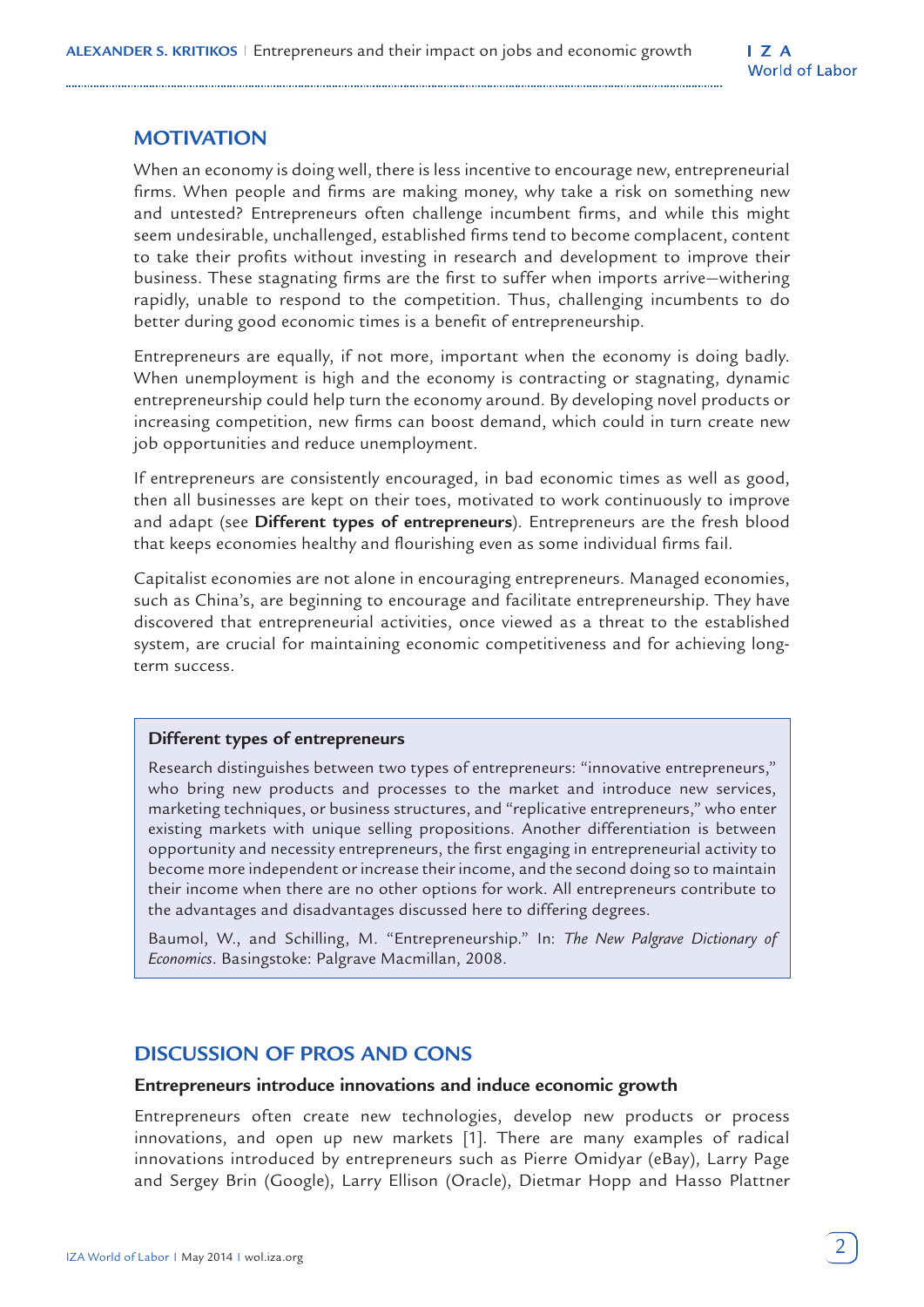## MOTIVATION

When an economy is doing well, there is less incentive to encourage new, entrepreneurial firms. When people and firms are making money, why take a risk on something new and untested? Entrepreneurs often challenge incumbent firms, and while this might seem undesirable, unchallenged, established firms tend to become complacent, content to take their profits without investing in research and development to improve their business. These stagnating firms are the first to suffer when imports arrive—withering rapidly, unable to respond to the competition. Thus, challenging incumbents to do better during good economic times is a benefit of entrepreneurship.

Entrepreneurs are equally, if not more, important when the economy is doing badly. When unemployment is high and the economy is contracting or stagnating, dynamic entrepreneurship could help turn the economy around. By developing novel products or increasing competition, new firms can boost demand, which could in turn create new job opportunities and reduce unemployment.

If entrepreneurs are consistently encouraged, in bad economic times as well as good, then all businesses are kept on their toes, motivated to work continuously to improve and adapt (see **Different types of entrepreneurs**). Entrepreneurs are the fresh blood that keeps economies healthy and flourishing even as some individual firms fail.

Capitalist economies are not alone in encouraging entrepreneurs. Managed economies, such as China's, are beginning to encourage and facilitate entrepreneurship. They have discovered that entrepreneurial activities, once viewed as a threat to the established system, are crucial for maintaining economic competitiveness and for achieving long-term success.

> **Different types of entrepreneurs**
>
> Research distinguishes between two types of entrepreneurs: "innovative entrepreneurs," who bring new products and processes to the market and introduce new services, marketing techniques, or business structures, and "replicative entrepreneurs," who enter existing markets with unique selling propositions. Another differentiation is between opportunity and necessity entrepreneurs, the first engaging in entrepreneurial activity to become more independent or increase their income, and the second doing so to maintain their income when there are no other options for work. All entrepreneurs contribute to the advantages and disadvantages discussed here to differing degrees.
>
> Baumol, W., and Schilling, M. "Entrepreneurship." In: *The New Palgrave Dictionary of Economics*. Basingstoke: Palgrave Macmillan, 2008.

## DISCUSSION OF PROS AND CONS

### Entrepreneurs introduce innovations and induce economic growth

Entrepreneurs often create new technologies, develop new products or process innovations, and open up new markets [1]. There are many examples of radical innovations introduced by entrepreneurs such as Pierre Omidyar (eBay), Larry Page and Sergey Brin (Google), Larry Ellison (Oracle), Dietmar Hopp and Hasso Plattner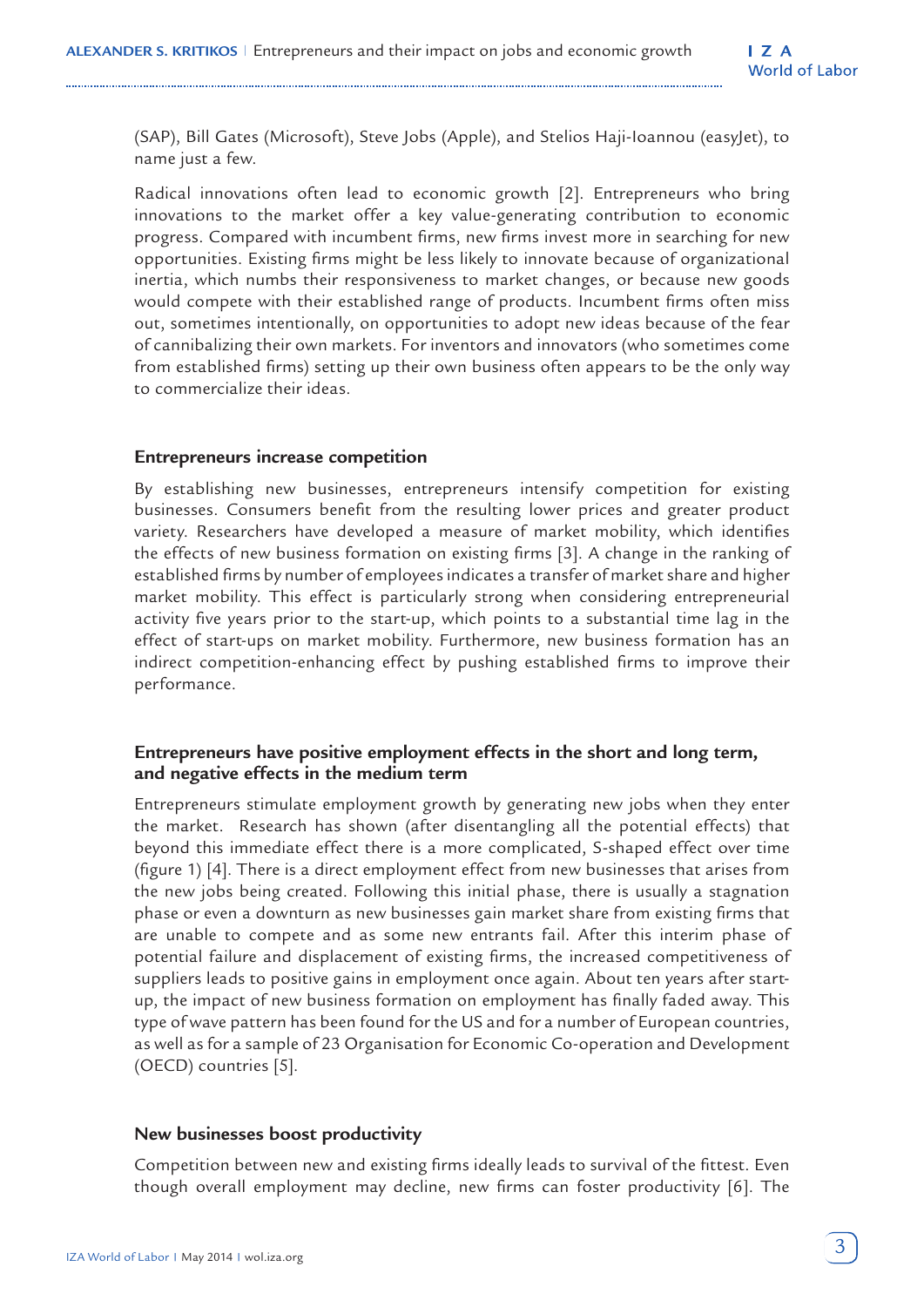(SAP), Bill Gates (Microsoft), Steve Jobs (Apple), and Stelios Haji-Ioannou (easyJet), to name just a few.

Radical innovations often lead to economic growth [2]. Entrepreneurs who bring innovations to the market offer a key value-generating contribution to economic progress. Compared with incumbent firms, new firms invest more in searching for new opportunities. Existing firms might be less likely to innovate because of organizational inertia, which numbs their responsiveness to market changes, or because new goods would compete with their established range of products. Incumbent firms often miss out, sometimes intentionally, on opportunities to adopt new ideas because of the fear of cannibalizing their own markets. For inventors and innovators (who sometimes come from established firms) setting up their own business often appears to be the only way to commercialize their ideas.

### Entrepreneurs increase competition

By establishing new businesses, entrepreneurs intensify competition for existing businesses. Consumers benefit from the resulting lower prices and greater product variety. Researchers have developed a measure of market mobility, which identifies the effects of new business formation on existing firms [3]. A change in the ranking of established firms by number of employees indicates a transfer of market share and higher market mobility. This effect is particularly strong when considering entrepreneurial activity five years prior to the start-up, which points to a substantial time lag in the effect of start-ups on market mobility. Furthermore, new business formation has an indirect competition-enhancing effect by pushing established firms to improve their performance.

### Entrepreneurs have positive employment effects in the short and long term, and negative effects in the medium term

Entrepreneurs stimulate employment growth by generating new jobs when they enter the market. Research has shown (after disentangling all the potential effects) that beyond this immediate effect there is a more complicated, S-shaped effect over time (figure 1) [4]. There is a direct employment effect from new businesses that arises from the new jobs being created. Following this initial phase, there is usually a stagnation phase or even a downturn as new businesses gain market share from existing firms that are unable to compete and as some new entrants fail. After this interim phase of potential failure and displacement of existing firms, the increased competitiveness of suppliers leads to positive gains in employment once again. About ten years after start-up, the impact of new business formation on employment has finally faded away. This type of wave pattern has been found for the US and for a number of European countries, as well as for a sample of 23 Organisation for Economic Co-operation and Development (OECD) countries [5].

### New businesses boost productivity

Competition between new and existing firms ideally leads to survival of the fittest. Even though overall employment may decline, new firms can foster productivity [6]. The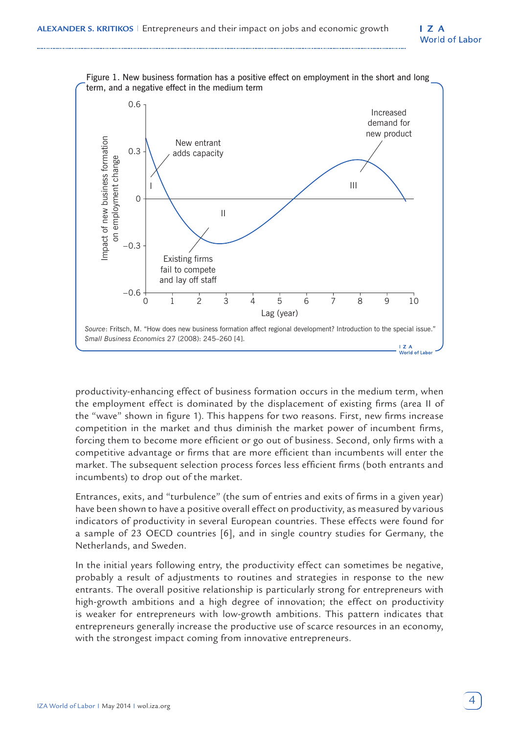Figure 1. New business formation has a positive effect on employment in the short and long term, and a negative effect in the medium term

*Source*: Fritsch, M. "How does new business formation affect regional development? Introduction to the special issue." *Small Business Economics* 27 (2008): 245–260 [4].

productivity-enhancing effect of business formation occurs in the medium term, when the employment effect is dominated by the displacement of existing firms (area II of the "wave" shown in figure 1). This happens for two reasons. First, new firms increase competition in the market and thus diminish the market power of incumbent firms, forcing them to become more efficient or go out of business. Second, only firms with a competitive advantage or firms that are more efficient than incumbents will enter the market. The subsequent selection process forces less efficient firms (both entrants and incumbents) to drop out of the market.

Entrances, exits, and "turbulence" (the sum of entries and exits of firms in a given year) have been shown to have a positive overall effect on productivity, as measured by various indicators of productivity in several European countries. These effects were found for a sample of 23 OECD countries [6], and in single country studies for Germany, the Netherlands, and Sweden.

In the initial years following entry, the productivity effect can sometimes be negative, probably a result of adjustments to routines and strategies in response to the new entrants. The overall positive relationship is particularly strong for entrepreneurs with high-growth ambitions and a high degree of innovation; the effect on productivity is weaker for entrepreneurs with low-growth ambitions. This pattern indicates that entrepreneurs generally increase the productive use of scarce resources in an economy, with the strongest impact coming from innovative entrepreneurs.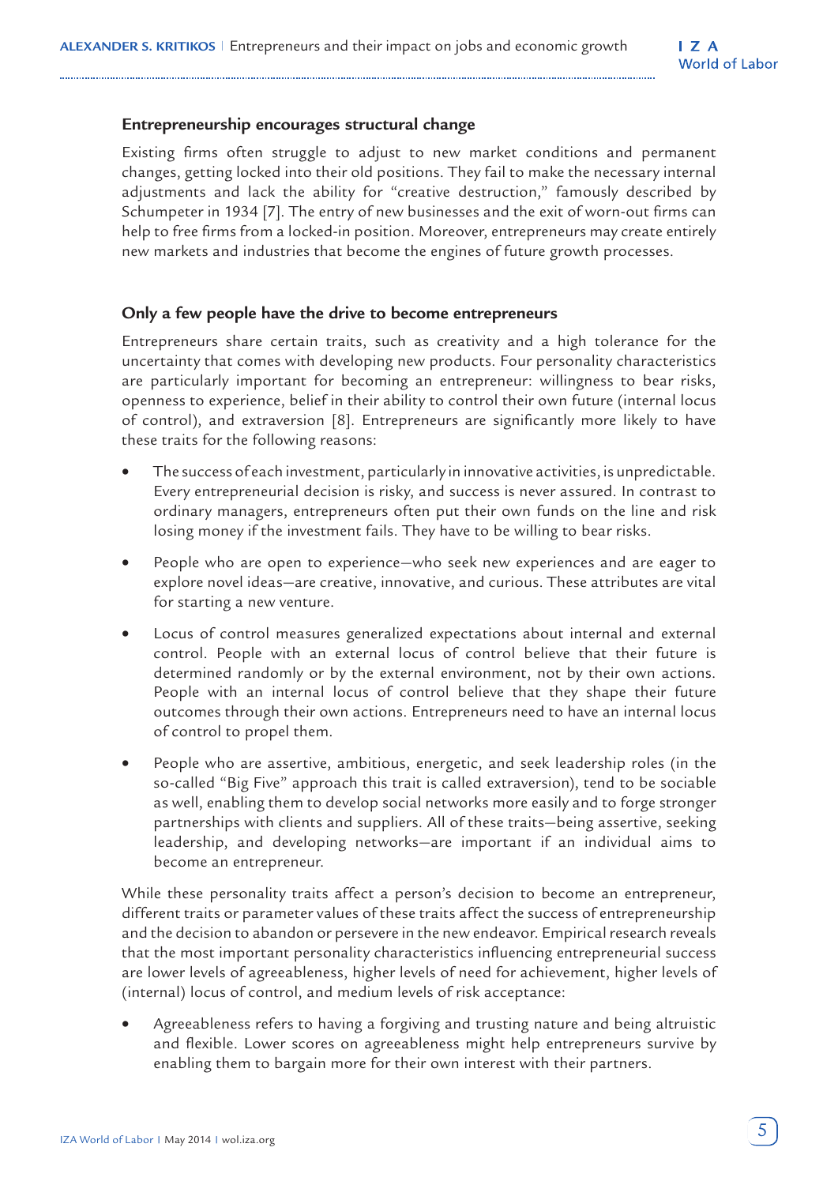## Entrepreneurship encourages structural change

Existing firms often struggle to adjust to new market conditions and permanent changes, getting locked into their old positions. They fail to make the necessary internal adjustments and lack the ability for "creative destruction," famously described by Schumpeter in 1934 [7]. The entry of new businesses and the exit of worn-out firms can help to free firms from a locked-in position. Moreover, entrepreneurs may create entirely new markets and industries that become the engines of future growth processes.

## Only a few people have the drive to become entrepreneurs

Entrepreneurs share certain traits, such as creativity and a high tolerance for the uncertainty that comes with developing new products. Four personality characteristics are particularly important for becoming an entrepreneur: willingness to bear risks, openness to experience, belief in their ability to control their own future (internal locus of control), and extraversion [8]. Entrepreneurs are significantly more likely to have these traits for the following reasons:

- The success of each investment, particularly in innovative activities, is unpredictable. Every entrepreneurial decision is risky, and success is never assured. In contrast to ordinary managers, entrepreneurs often put their own funds on the line and risk losing money if the investment fails. They have to be willing to bear risks.
- People who are open to experience—who seek new experiences and are eager to explore novel ideas—are creative, innovative, and curious. These attributes are vital for starting a new venture.
- Locus of control measures generalized expectations about internal and external control. People with an external locus of control believe that their future is determined randomly or by the external environment, not by their own actions. People with an internal locus of control believe that they shape their future outcomes through their own actions. Entrepreneurs need to have an internal locus of control to propel them.
- People who are assertive, ambitious, energetic, and seek leadership roles (in the so-called "Big Five" approach this trait is called extraversion), tend to be sociable as well, enabling them to develop social networks more easily and to forge stronger partnerships with clients and suppliers. All of these traits—being assertive, seeking leadership, and developing networks—are important if an individual aims to become an entrepreneur.

While these personality traits affect a person's decision to become an entrepreneur, different traits or parameter values of these traits affect the success of entrepreneurship and the decision to abandon or persevere in the new endeavor. Empirical research reveals that the most important personality characteristics influencing entrepreneurial success are lower levels of agreeableness, higher levels of need for achievement, higher levels of (internal) locus of control, and medium levels of risk acceptance:

- Agreeableness refers to having a forgiving and trusting nature and being altruistic and flexible. Lower scores on agreeableness might help entrepreneurs survive by enabling them to bargain more for their own interest with their partners.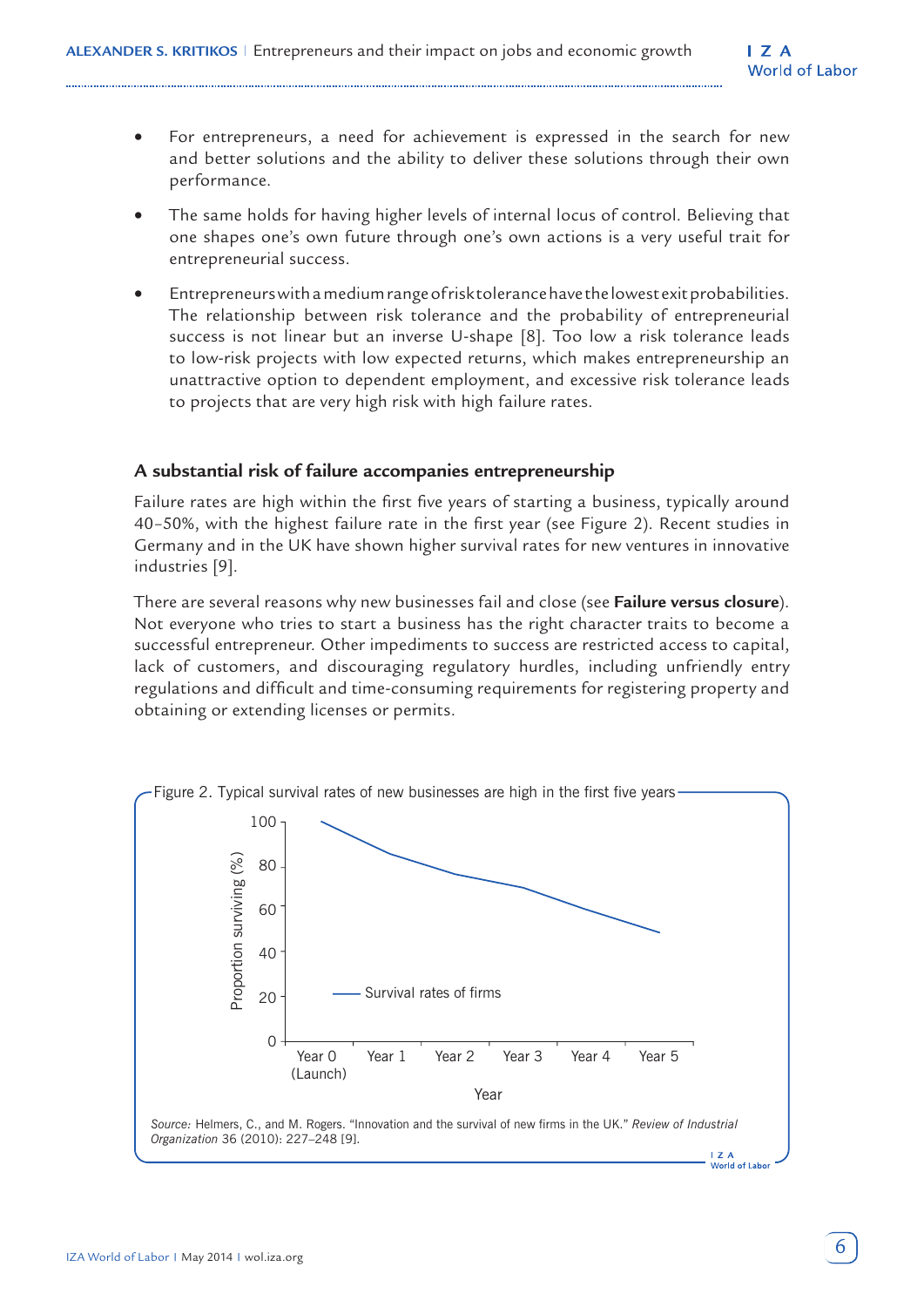- For entrepreneurs, a need for achievement is expressed in the search for new and better solutions and the ability to deliver these solutions through their own performance.
- The same holds for having higher levels of internal locus of control. Believing that one shapes one's own future through one's own actions is a very useful trait for entrepreneurial success.
- Entrepreneurs with a medium range of risk tolerance have the lowest exit probabilities. The relationship between risk tolerance and the probability of entrepreneurial success is not linear but an inverse U-shape [8]. Too low a risk tolerance leads to low-risk projects with low expected returns, which makes entrepreneurship an unattractive option to dependent employment, and excessive risk tolerance leads to projects that are very high risk with high failure rates.

### A substantial risk of failure accompanies entrepreneurship

Failure rates are high within the first five years of starting a business, typically around 40–50%, with the highest failure rate in the first year (see Figure 2). Recent studies in Germany and in the UK have shown higher survival rates for new ventures in innovative industries [9].

There are several reasons why new businesses fail and close (see **Failure versus closure**). Not everyone who tries to start a business has the right character traits to become a successful entrepreneur. Other impediments to success are restricted access to capital, lack of customers, and discouraging regulatory hurdles, including unfriendly entry regulations and difficult and time-consuming requirements for registering property and obtaining or extending licenses or permits.

Figure 2. Typical survival rates of new businesses are high in the first five years

*Source:* Helmers, C., and M. Rogers. "Innovation and the survival of new firms in the UK." *Review of Industrial Organization* 36 (2010): 227–248 [9].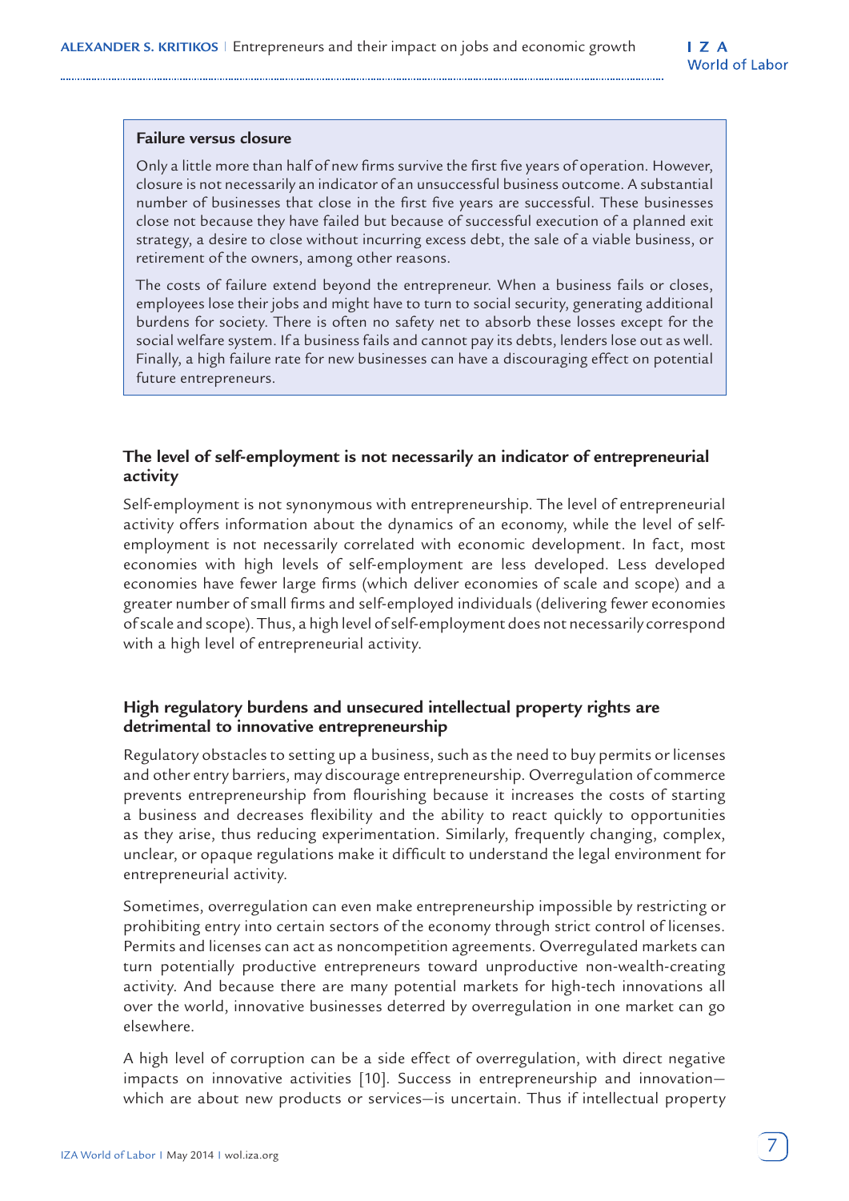**Failure versus closure**

Only a little more than half of new firms survive the first five years of operation. However, closure is not necessarily an indicator of an unsuccessful business outcome. A substantial number of businesses that close in the first five years are successful. These businesses close not because they have failed but because of successful execution of a planned exit strategy, a desire to close without incurring excess debt, the sale of a viable business, or retirement of the owners, among other reasons.

The costs of failure extend beyond the entrepreneur. When a business fails or closes, employees lose their jobs and might have to turn to social security, generating additional burdens for society. There is often no safety net to absorb these losses except for the social welfare system. If a business fails and cannot pay its debts, lenders lose out as well. Finally, a high failure rate for new businesses can have a discouraging effect on potential future entrepreneurs.

### The level of self-employment is not necessarily an indicator of entrepreneurial activity

Self-employment is not synonymous with entrepreneurship. The level of entrepreneurial activity offers information about the dynamics of an economy, while the level of self-employment is not necessarily correlated with economic development. In fact, most economies with high levels of self-employment are less developed. Less developed economies have fewer large firms (which deliver economies of scale and scope) and a greater number of small firms and self-employed individuals (delivering fewer economies of scale and scope). Thus, a high level of self-employment does not necessarily correspond with a high level of entrepreneurial activity.

### High regulatory burdens and unsecured intellectual property rights are detrimental to innovative entrepreneurship

Regulatory obstacles to setting up a business, such as the need to buy permits or licenses and other entry barriers, may discourage entrepreneurship. Overregulation of commerce prevents entrepreneurship from flourishing because it increases the costs of starting a business and decreases flexibility and the ability to react quickly to opportunities as they arise, thus reducing experimentation. Similarly, frequently changing, complex, unclear, or opaque regulations make it difficult to understand the legal environment for entrepreneurial activity.

Sometimes, overregulation can even make entrepreneurship impossible by restricting or prohibiting entry into certain sectors of the economy through strict control of licenses. Permits and licenses can act as noncompetition agreements. Overregulated markets can turn potentially productive entrepreneurs toward unproductive non-wealth-creating activity. And because there are many potential markets for high-tech innovations all over the world, innovative businesses deterred by overregulation in one market can go elsewhere.

A high level of corruption can be a side effect of overregulation, with direct negative impacts on innovative activities [10]. Success in entrepreneurship and innovation—which are about new products or services—is uncertain. Thus if intellectual property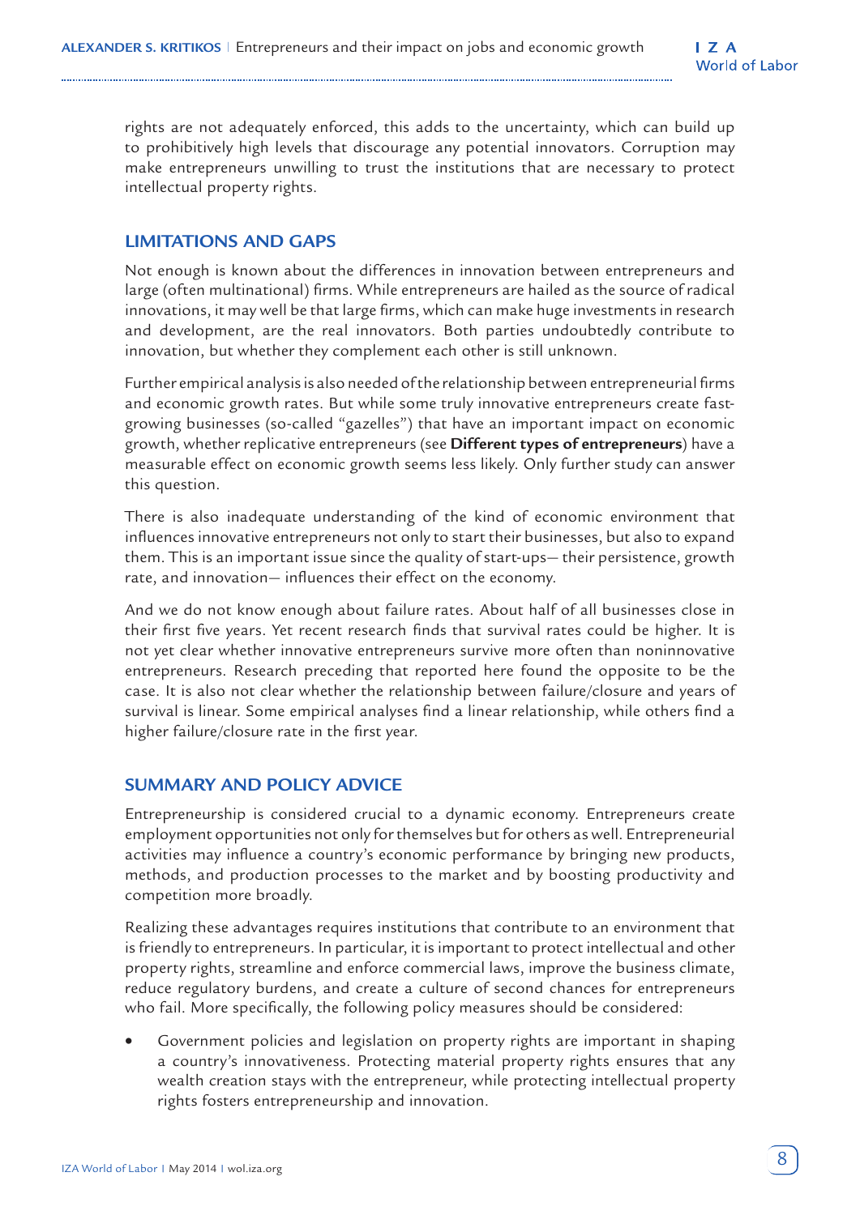rights are not adequately enforced, this adds to the uncertainty, which can build up to prohibitively high levels that discourage any potential innovators. Corruption may make entrepreneurs unwilling to trust the institutions that are necessary to protect intellectual property rights.

## LIMITATIONS AND GAPS

Not enough is known about the differences in innovation between entrepreneurs and large (often multinational) firms. While entrepreneurs are hailed as the source of radical innovations, it may well be that large firms, which can make huge investments in research and development, are the real innovators. Both parties undoubtedly contribute to innovation, but whether they complement each other is still unknown.

Further empirical analysis is also needed of the relationship between entrepreneurial firms and economic growth rates. But while some truly innovative entrepreneurs create fast-growing businesses (so-called "gazelles") that have an important impact on economic growth, whether replicative entrepreneurs (see **Different types of entrepreneurs**) have a measurable effect on economic growth seems less likely. Only further study can answer this question.

There is also inadequate understanding of the kind of economic environment that influences innovative entrepreneurs not only to start their businesses, but also to expand them. This is an important issue since the quality of start-ups— their persistence, growth rate, and innovation— influences their effect on the economy.

And we do not know enough about failure rates. About half of all businesses close in their first five years. Yet recent research finds that survival rates could be higher. It is not yet clear whether innovative entrepreneurs survive more often than noninnovative entrepreneurs. Research preceding that reported here found the opposite to be the case. It is also not clear whether the relationship between failure/closure and years of survival is linear. Some empirical analyses find a linear relationship, while others find a higher failure/closure rate in the first year.

## SUMMARY AND POLICY ADVICE

Entrepreneurship is considered crucial to a dynamic economy. Entrepreneurs create employment opportunities not only for themselves but for others as well. Entrepreneurial activities may influence a country's economic performance by bringing new products, methods, and production processes to the market and by boosting productivity and competition more broadly.

Realizing these advantages requires institutions that contribute to an environment that is friendly to entrepreneurs. In particular, it is important to protect intellectual and other property rights, streamline and enforce commercial laws, improve the business climate, reduce regulatory burdens, and create a culture of second chances for entrepreneurs who fail. More specifically, the following policy measures should be considered:

- Government policies and legislation on property rights are important in shaping a country's innovativeness. Protecting material property rights ensures that any wealth creation stays with the entrepreneur, while protecting intellectual property rights fosters entrepreneurship and innovation.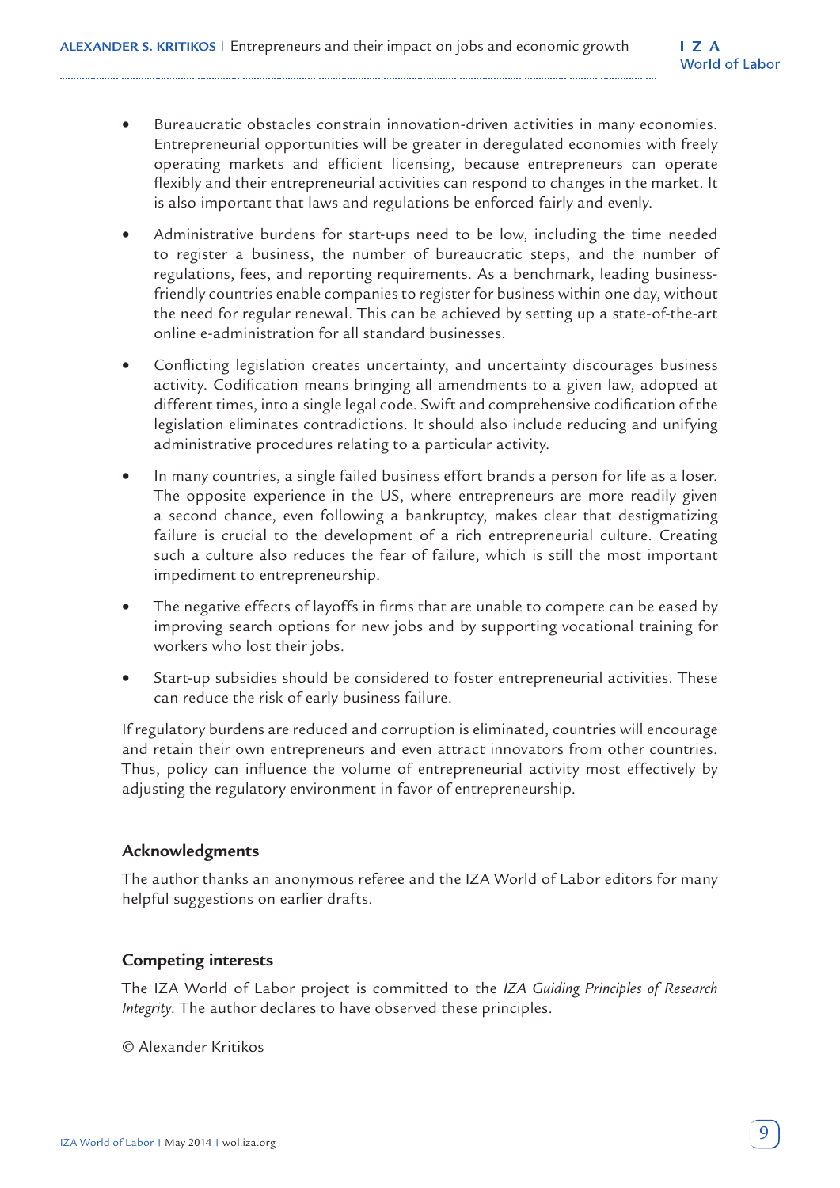- Bureaucratic obstacles constrain innovation-driven activities in many economies. Entrepreneurial opportunities will be greater in deregulated economies with freely operating markets and efficient licensing, because entrepreneurs can operate flexibly and their entrepreneurial activities can respond to changes in the market. It is also important that laws and regulations be enforced fairly and evenly.

- Administrative burdens for start-ups need to be low, including the time needed to register a business, the number of bureaucratic steps, and the number of regulations, fees, and reporting requirements. As a benchmark, leading business-friendly countries enable companies to register for business within one day, without the need for regular renewal. This can be achieved by setting up a state-of-the-art online e-administration for all standard businesses.

- Conflicting legislation creates uncertainty, and uncertainty discourages business activity. Codification means bringing all amendments to a given law, adopted at different times, into a single legal code. Swift and comprehensive codification of the legislation eliminates contradictions. It should also include reducing and unifying administrative procedures relating to a particular activity.

- In many countries, a single failed business effort brands a person for life as a loser. The opposite experience in the US, where entrepreneurs are more readily given a second chance, even following a bankruptcy, makes clear that destigmatizing failure is crucial to the development of a rich entrepreneurial culture. Creating such a culture also reduces the fear of failure, which is still the most important impediment to entrepreneurship.

- The negative effects of layoffs in firms that are unable to compete can be eased by improving search options for new jobs and by supporting vocational training for workers who lost their jobs.

- Start-up subsidies should be considered to foster entrepreneurial activities. These can reduce the risk of early business failure.

If regulatory burdens are reduced and corruption is eliminated, countries will encourage and retain their own entrepreneurs and even attract innovators from other countries. Thus, policy can influence the volume of entrepreneurial activity most effectively by adjusting the regulatory environment in favor of entrepreneurship.

## Acknowledgments

The author thanks an anonymous referee and the IZA World of Labor editors for many helpful suggestions on earlier drafts.

## Competing interests

The IZA World of Labor project is committed to the *IZA Guiding Principles of Research Integrity*. The author declares to have observed these principles.

© Alexander Kritikos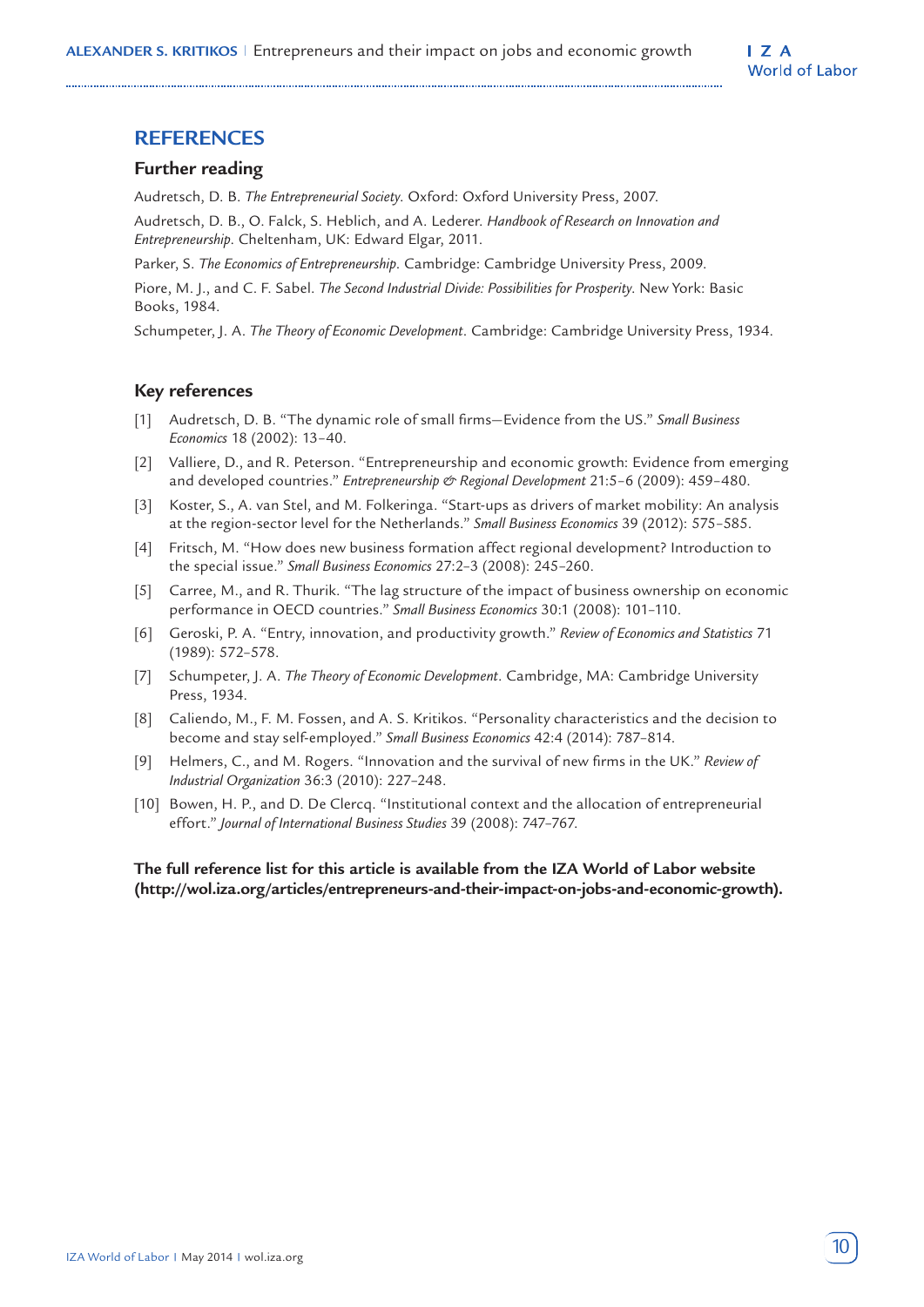## REFERENCES

### Further reading

Audretsch, D. B. *The Entrepreneurial Society.* Oxford: Oxford University Press, 2007.

Audretsch, D. B., O. Falck, S. Heblich, and A. Lederer. *Handbook of Research on Innovation and Entrepreneurship*. Cheltenham, UK: Edward Elgar, 2011.

Parker, S. *The Economics of Entrepreneurship*. Cambridge: Cambridge University Press, 2009.

Piore, M. J., and C. F. Sabel. *The Second Industrial Divide: Possibilities for Prosperity.* New York: Basic Books, 1984.

Schumpeter, J. A. *The Theory of Economic Development*. Cambridge: Cambridge University Press, 1934.

### Key references

[1] Audretsch, D. B. "The dynamic role of small firms—Evidence from the US." *Small Business Economics* 18 (2002): 13–40.

[2] Valliere, D., and R. Peterson. "Entrepreneurship and economic growth: Evidence from emerging and developed countries." *Entrepreneurship & Regional Development* 21:5–6 (2009): 459–480.

[3] Koster, S., A. van Stel, and M. Folkeringa. "Start-ups as drivers of market mobility: An analysis at the region-sector level for the Netherlands." *Small Business Economics* 39 (2012): 575–585.

[4] Fritsch, M. "How does new business formation affect regional development? Introduction to the special issue." *Small Business Economics* 27:2–3 (2008): 245–260.

[5] Carree, M., and R. Thurik. "The lag structure of the impact of business ownership on economic performance in OECD countries." *Small Business Economics* 30:1 (2008): 101–110.

[6] Geroski, P. A. "Entry, innovation, and productivity growth." *Review of Economics and Statistics* 71 (1989): 572–578.

[7] Schumpeter, J. A. *The Theory of Economic Development*. Cambridge, MA: Cambridge University Press, 1934.

[8] Caliendo, M., F. M. Fossen, and A. S. Kritikos. "Personality characteristics and the decision to become and stay self-employed." *Small Business Economics* 42:4 (2014): 787–814.

[9] Helmers, C., and M. Rogers. "Innovation and the survival of new firms in the UK." *Review of Industrial Organization* 36:3 (2010): 227–248.

[10] Bowen, H. P., and D. De Clercq. "Institutional context and the allocation of entrepreneurial effort." *Journal of International Business Studies* 39 (2008): 747–767.

**The full reference list for this article is available from the IZA World of Labor website (http://wol.iza.org/articles/entrepreneurs-and-their-impact-on-jobs-and-economic-growth).**